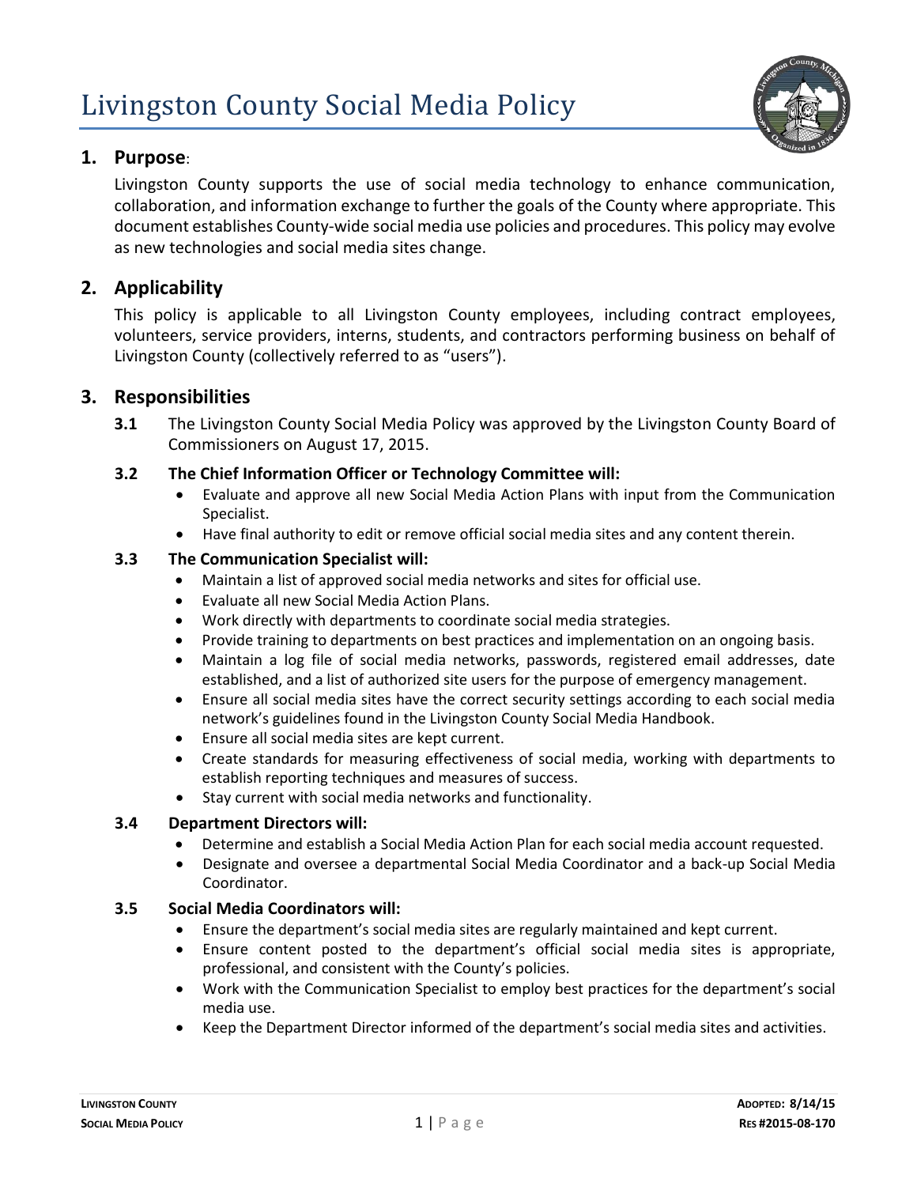# Livingston County Social Media Policy

## 1. Purpose:

Livingston County supports the use of social media technology to enhance communication, collaboration, and information exchange to further the goals of the County where appropriate. This document establishes County-wide social media use policies and procedures. This policy may evolve as new technologies and social media sites change.

## 2. Applicability

This policy is applicable to all Livingston County employees, including contract employees, volunteers, service providers, interns, students, and contractors performing business on behalf of Livingston County (collectively referred to as "users").

## 3. Responsibilities

**3.1** The Livingston County Social Media Policy was approved by the Livingston County Board of Commissioners on August 17, 2015.

**3.2 The Chief Information Officer or Technology Committee will:**

- Evaluate and approve all new Social Media Action Plans with input from the Communication Specialist.
- Have final authority to edit or remove official social media sites and any content therein.

**3.3 The Communication Specialist will:**

- Maintain a list of approved social media networks and sites for official use.
- Evaluate all new Social Media Action Plans.
- Work directly with departments to coordinate social media strategies.
- Provide training to departments on best practices and implementation on an ongoing basis.
- Maintain a log file of social media networks, passwords, registered email addresses, date established, and a list of authorized site users for the purpose of emergency management.
- Ensure all social media sites have the correct security settings according to each social media network's guidelines found in the Livingston County Social Media Handbook.
- Ensure all social media sites are kept current.
- Create standards for measuring effectiveness of social media, working with departments to establish reporting techniques and measures of success.
- Stay current with social media networks and functionality.

**3.4 Department Directors will:**

- Determine and establish a Social Media Action Plan for each social media account requested.
- Designate and oversee a departmental Social Media Coordinator and a back-up Social Media Coordinator.

**3.5 Social Media Coordinators will:**

- Ensure the department's social media sites are regularly maintained and kept current.
- Ensure content posted to the department's official social media sites is appropriate, professional, and consistent with the County's policies.
- Work with the Communication Specialist to employ best practices for the department's social media use.
- Keep the Department Director informed of the department's social media sites and activities.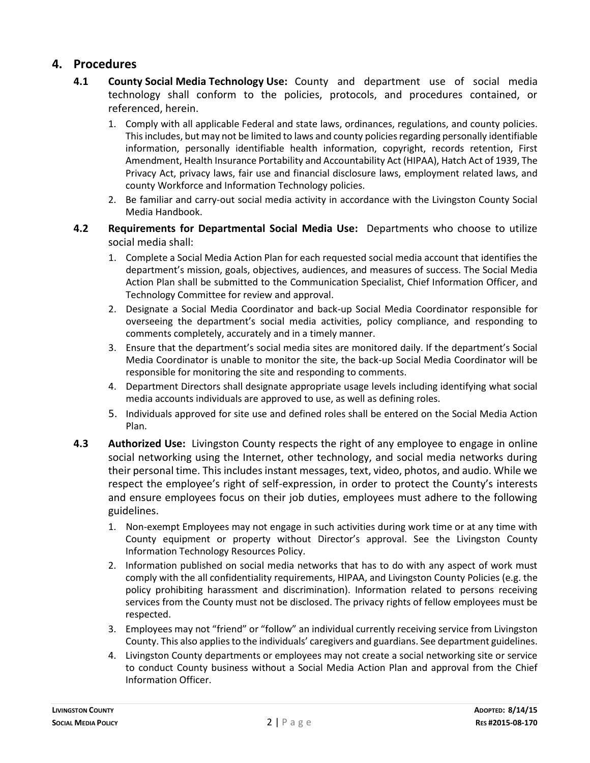## 4. Procedures

**4.1 County Social Media Technology Use:** County and department use of social media technology shall conform to the policies, protocols, and procedures contained, or referenced, herein.

1. Comply with all applicable Federal and state laws, ordinances, regulations, and county policies. This includes, but may not be limited to laws and county policies regarding personally identifiable information, personally identifiable health information, copyright, records retention, First Amendment, Health Insurance Portability and Accountability Act (HIPAA), Hatch Act of 1939, The Privacy Act, privacy laws, fair use and financial disclosure laws, employment related laws, and county Workforce and Information Technology policies.
2. Be familiar and carry-out social media activity in accordance with the Livingston County Social Media Handbook.

**4.2 Requirements for Departmental Social Media Use:** Departments who choose to utilize social media shall:

1. Complete a Social Media Action Plan for each requested social media account that identifies the department's mission, goals, objectives, audiences, and measures of success. The Social Media Action Plan shall be submitted to the Communication Specialist, Chief Information Officer, and Technology Committee for review and approval.
2. Designate a Social Media Coordinator and back-up Social Media Coordinator responsible for overseeing the department's social media activities, policy compliance, and responding to comments completely, accurately and in a timely manner.
3. Ensure that the department's social media sites are monitored daily. If the department's Social Media Coordinator is unable to monitor the site, the back-up Social Media Coordinator will be responsible for monitoring the site and responding to comments.
4. Department Directors shall designate appropriate usage levels including identifying what social media accounts individuals are approved to use, as well as defining roles.
5. Individuals approved for site use and defined roles shall be entered on the Social Media Action Plan.

**4.3 Authorized Use:** Livingston County respects the right of any employee to engage in online social networking using the Internet, other technology, and social media networks during their personal time. This includes instant messages, text, video, photos, and audio. While we respect the employee's right of self-expression, in order to protect the County's interests and ensure employees focus on their job duties, employees must adhere to the following guidelines.

1. Non-exempt Employees may not engage in such activities during work time or at any time with County equipment or property without Director's approval. See the Livingston County Information Technology Resources Policy.
2. Information published on social media networks that has to do with any aspect of work must comply with the all confidentiality requirements, HIPAA, and Livingston County Policies (e.g. the policy prohibiting harassment and discrimination). Information related to persons receiving services from the County must not be disclosed. The privacy rights of fellow employees must be respected.
3. Employees may not "friend" or "follow" an individual currently receiving service from Livingston County. This also applies to the individuals' caregivers and guardians. See department guidelines.
4. Livingston County departments or employees may not create a social networking site or service to conduct County business without a Social Media Action Plan and approval from the Chief Information Officer.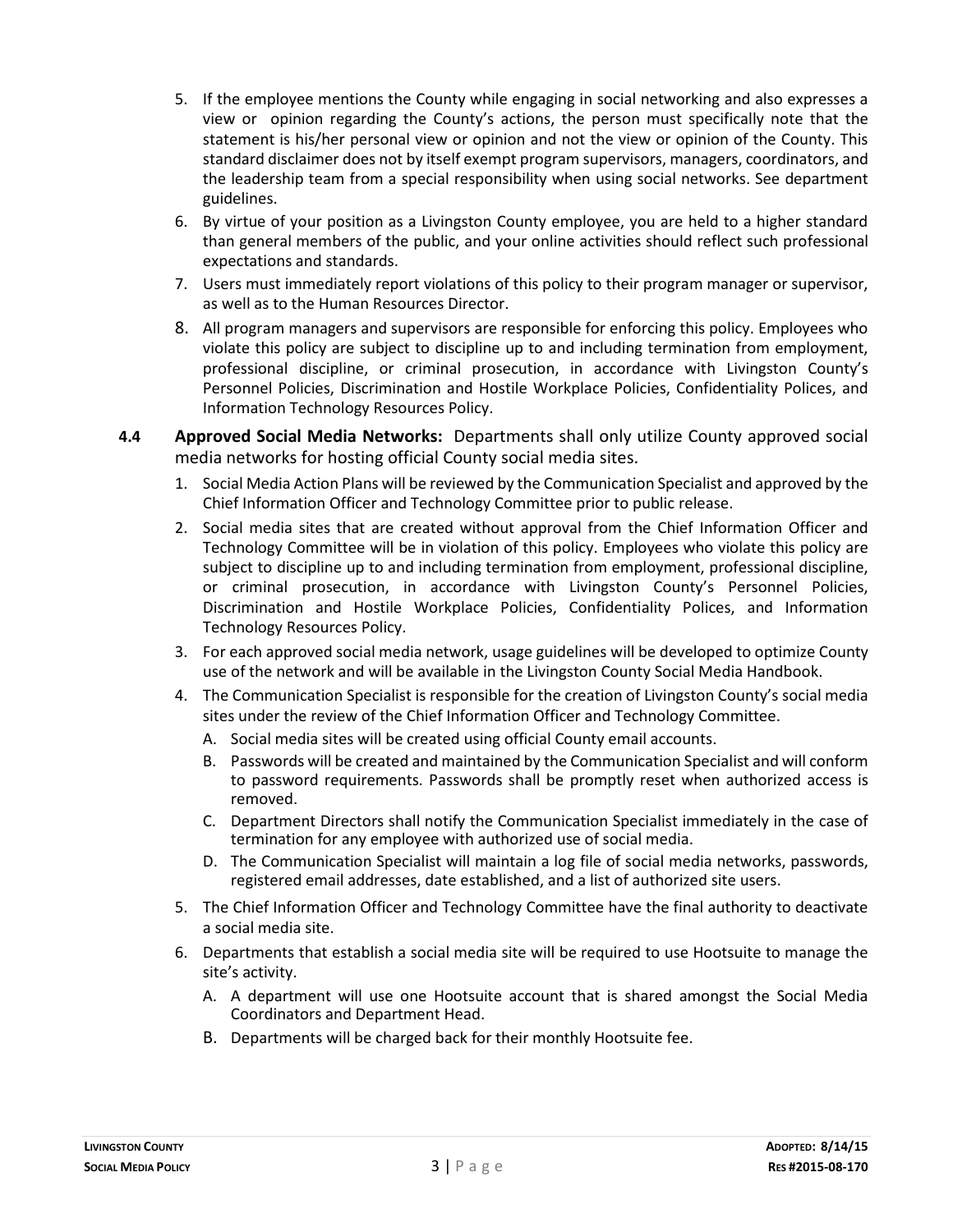5. If the employee mentions the County while engaging in social networking and also expresses a view or opinion regarding the County's actions, the person must specifically note that the statement is his/her personal view or opinion and not the view or opinion of the County. This standard disclaimer does not by itself exempt program supervisors, managers, coordinators, and the leadership team from a special responsibility when using social networks. See department guidelines.
6. By virtue of your position as a Livingston County employee, you are held to a higher standard than general members of the public, and your online activities should reflect such professional expectations and standards.
7. Users must immediately report violations of this policy to their program manager or supervisor, as well as to the Human Resources Director.
8. All program managers and supervisors are responsible for enforcing this policy. Employees who violate this policy are subject to discipline up to and including termination from employment, professional discipline, or criminal prosecution, in accordance with Livingston County's Personnel Policies, Discrimination and Hostile Workplace Policies, Confidentiality Polices, and Information Technology Resources Policy.

**4.4 Approved Social Media Networks:** Departments shall only utilize County approved social media networks for hosting official County social media sites.

1. Social Media Action Plans will be reviewed by the Communication Specialist and approved by the Chief Information Officer and Technology Committee prior to public release.
2. Social media sites that are created without approval from the Chief Information Officer and Technology Committee will be in violation of this policy. Employees who violate this policy are subject to discipline up to and including termination from employment, professional discipline, or criminal prosecution, in accordance with Livingston County's Personnel Policies, Discrimination and Hostile Workplace Policies, Confidentiality Polices, and Information Technology Resources Policy.
3. For each approved social media network, usage guidelines will be developed to optimize County use of the network and will be available in the Livingston County Social Media Handbook.
4. The Communication Specialist is responsible for the creation of Livingston County's social media sites under the review of the Chief Information Officer and Technology Committee.
   - A. Social media sites will be created using official County email accounts.
   - B. Passwords will be created and maintained by the Communication Specialist and will conform to password requirements. Passwords shall be promptly reset when authorized access is removed.
   - C. Department Directors shall notify the Communication Specialist immediately in the case of termination for any employee with authorized use of social media.
   - D. The Communication Specialist will maintain a log file of social media networks, passwords, registered email addresses, date established, and a list of authorized site users.
5. The Chief Information Officer and Technology Committee have the final authority to deactivate a social media site.
6. Departments that establish a social media site will be required to use Hootsuite to manage the site's activity.
   - A. A department will use one Hootsuite account that is shared amongst the Social Media Coordinators and Department Head.
   - B. Departments will be charged back for their monthly Hootsuite fee.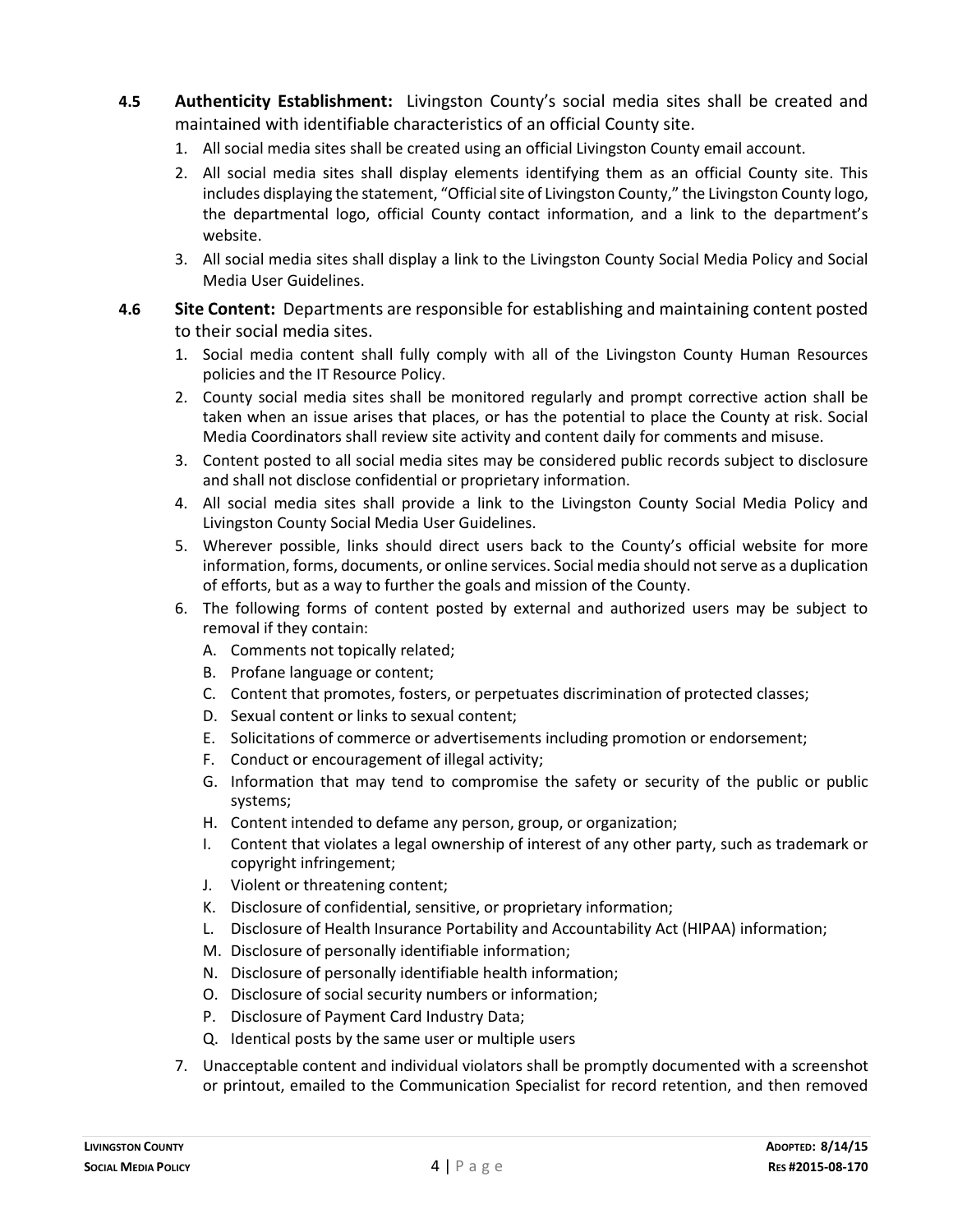**4.5 Authenticity Establishment:** Livingston County's social media sites shall be created and maintained with identifiable characteristics of an official County site.

1. All social media sites shall be created using an official Livingston County email account.
2. All social media sites shall display elements identifying them as an official County site. This includes displaying the statement, "Official site of Livingston County," the Livingston County logo, the departmental logo, official County contact information, and a link to the department's website.
3. All social media sites shall display a link to the Livingston County Social Media Policy and Social Media User Guidelines.

**4.6 Site Content:** Departments are responsible for establishing and maintaining content posted to their social media sites.

1. Social media content shall fully comply with all of the Livingston County Human Resources policies and the IT Resource Policy.
2. County social media sites shall be monitored regularly and prompt corrective action shall be taken when an issue arises that places, or has the potential to place the County at risk. Social Media Coordinators shall review site activity and content daily for comments and misuse.
3. Content posted to all social media sites may be considered public records subject to disclosure and shall not disclose confidential or proprietary information.
4. All social media sites shall provide a link to the Livingston County Social Media Policy and Livingston County Social Media User Guidelines.
5. Wherever possible, links should direct users back to the County's official website for more information, forms, documents, or online services. Social media should not serve as a duplication of efforts, but as a way to further the goals and mission of the County.
6. The following forms of content posted by external and authorized users may be subject to removal if they contain:
   - A. Comments not topically related;
   - B. Profane language or content;
   - C. Content that promotes, fosters, or perpetuates discrimination of protected classes;
   - D. Sexual content or links to sexual content;
   - E. Solicitations of commerce or advertisements including promotion or endorsement;
   - F. Conduct or encouragement of illegal activity;
   - G. Information that may tend to compromise the safety or security of the public or public systems;
   - H. Content intended to defame any person, group, or organization;
   - I. Content that violates a legal ownership of interest of any other party, such as trademark or copyright infringement;
   - J. Violent or threatening content;
   - K. Disclosure of confidential, sensitive, or proprietary information;
   - L. Disclosure of Health Insurance Portability and Accountability Act (HIPAA) information;
   - M. Disclosure of personally identifiable information;
   - N. Disclosure of personally identifiable health information;
   - O. Disclosure of social security numbers or information;
   - P. Disclosure of Payment Card Industry Data;
   - Q. Identical posts by the same user or multiple users
7. Unacceptable content and individual violators shall be promptly documented with a screenshot or printout, emailed to the Communication Specialist for record retention, and then removed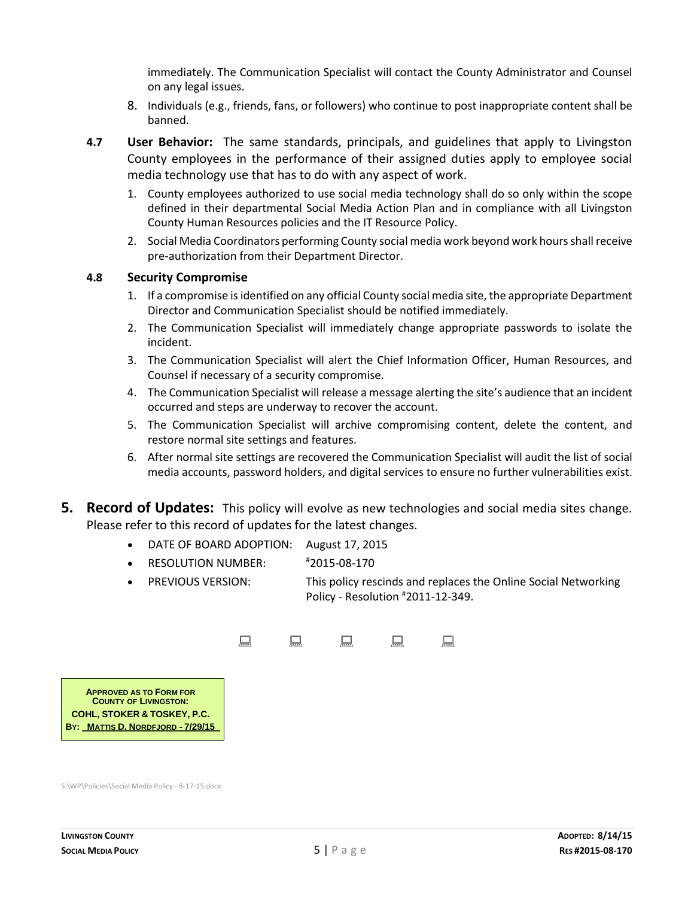immediately. The Communication Specialist will contact the County Administrator and Counsel on any legal issues.

8. Individuals (e.g., friends, fans, or followers) who continue to post inappropriate content shall be banned.

**4.7 User Behavior:** The same standards, principals, and guidelines that apply to Livingston County employees in the performance of their assigned duties apply to employee social media technology use that has to do with any aspect of work.

1. County employees authorized to use social media technology shall do so only within the scope defined in their departmental Social Media Action Plan and in compliance with all Livingston County Human Resources policies and the IT Resource Policy.
2. Social Media Coordinators performing County social media work beyond work hours shall receive pre-authorization from their Department Director.

**4.8 Security Compromise**

1. If a compromise is identified on any official County social media site, the appropriate Department Director and Communication Specialist should be notified immediately.
2. The Communication Specialist will immediately change appropriate passwords to isolate the incident.
3. The Communication Specialist will alert the Chief Information Officer, Human Resources, and Counsel if necessary of a security compromise.
4. The Communication Specialist will release a message alerting the site's audience that an incident occurred and steps are underway to recover the account.
5. The Communication Specialist will archive compromising content, delete the content, and restore normal site settings and features.
6. After normal site settings are recovered the Communication Specialist will audit the list of social media accounts, password holders, and digital services to ensure no further vulnerabilities exist.

## 5. Record of Updates:

This policy will evolve as new technologies and social media sites change. Please refer to this record of updates for the latest changes.

- DATE OF BOARD ADOPTION: August 17, 2015
- RESOLUTION NUMBER: #2015-08-170
- PREVIOUS VERSION: This policy rescinds and replaces the Online Social Networking Policy - Resolution #2011-12-349.

**APPROVED AS TO FORM FOR COUNTY OF LIVINGSTON:**
**COHL, STOKER & TOSKEY, P.C.**
**BY: MATTIS D. NORDFJORD - 7/29/15**

S:\WP\Policies\Social Media Policy - 8-17-15.docx